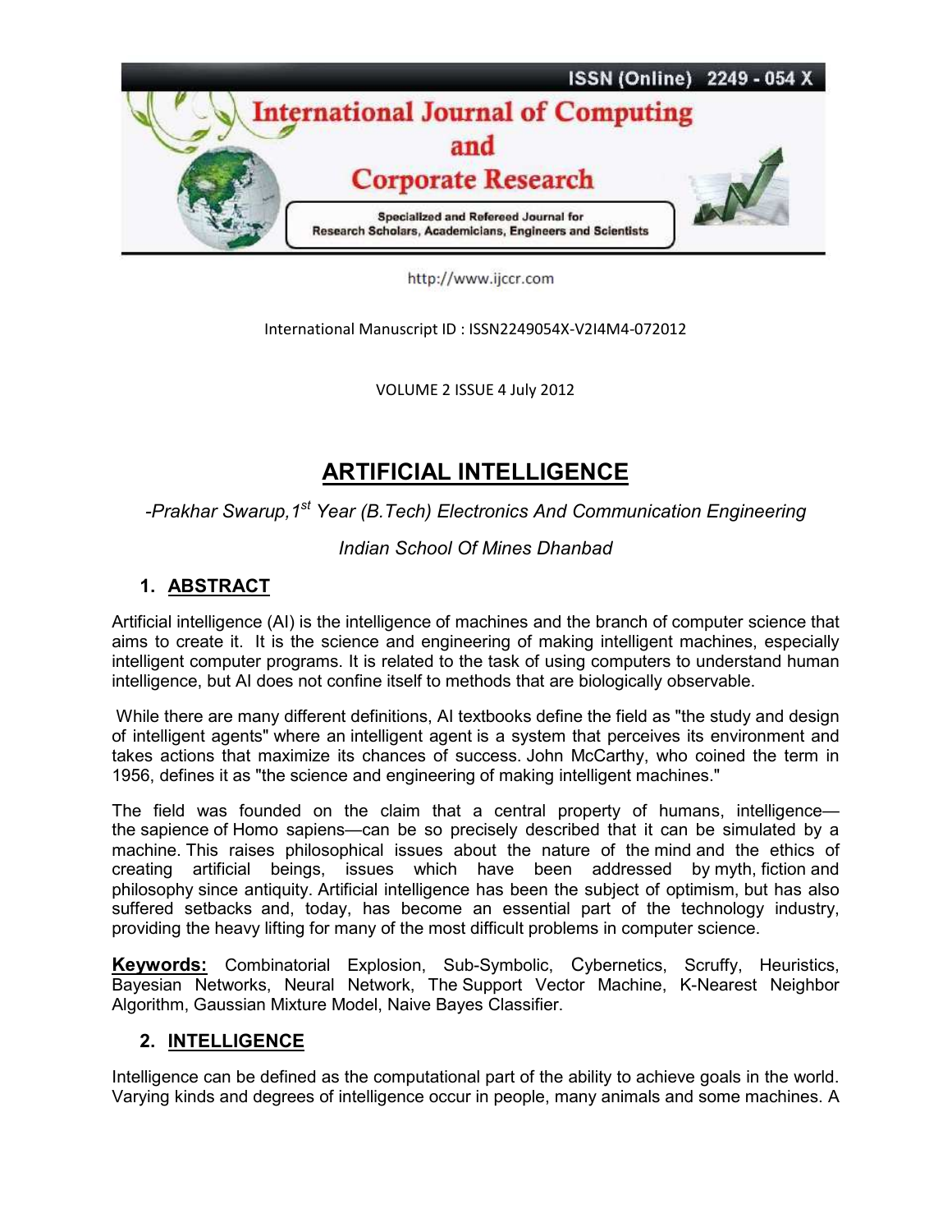International Manuscript ID : ISSN2249054X-V2I4M4-072012

VOLUME 2 ISSUE 4 July 2012

# ARTIFICIAL INTELLIGENCE

*-Prakhar Swarup,1st Year (B.Tech) Electronics And Communication Engineering*

*Indian School Of Mines Dhanbad*

## 1. ABSTRACT

Artificial intelligence (AI) is the intelligence of machines and the branch of computer science that aims to create it. It is the science and engineering of making intelligent machines, especially intelligent computer programs. It is related to the task of using computers to understand human intelligence, but AI does not confine itself to methods that are biologically observable.

While there are many different definitions, AI textbooks define the field as "the study and design of intelligent agents" where an intelligent agent is a system that perceives its environment and takes actions that maximize its chances of success. John McCarthy, who coined the term in 1956, defines it as "the science and engineering of making intelligent machines."

The field was founded on the claim that a central property of humans, intelligence—the sapience of Homo sapiens—can be so precisely described that it can be simulated by a machine. This raises philosophical issues about the nature of the mind and the ethics of creating artificial beings, issues which have been addressed by myth, fiction and philosophy since antiquity. Artificial intelligence has been the subject of optimism, but has also suffered setbacks and, today, has become an essential part of the technology industry, providing the heavy lifting for many of the most difficult problems in computer science.

**Keywords:** Combinatorial Explosion, Sub-Symbolic, Cybernetics, Scruffy, Heuristics, Bayesian Networks, Neural Network, The Support Vector Machine, K-Nearest Neighbor Algorithm, Gaussian Mixture Model, Naive Bayes Classifier.

## 2. INTELLIGENCE

Intelligence can be defined as the computational part of the ability to achieve goals in the world. Varying kinds and degrees of intelligence occur in people, many animals and some machines. A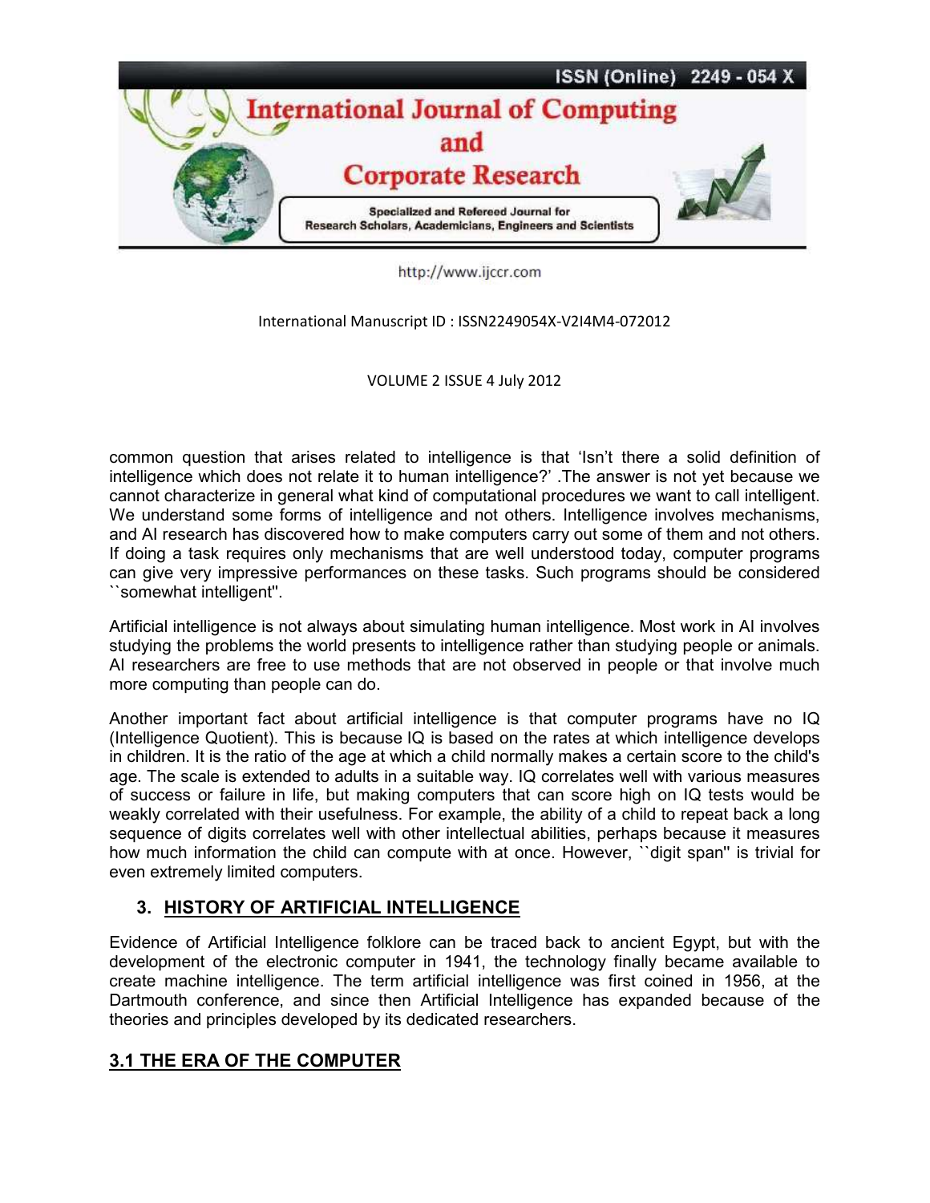common question that arises related to intelligence is that 'Isn't there a solid definition of intelligence which does not relate it to human intelligence?' .The answer is not yet because we cannot characterize in general what kind of computational procedures we want to call intelligent. We understand some forms of intelligence and not others. Intelligence involves mechanisms, and AI research has discovered how to make computers carry out some of them and not others. If doing a task requires only mechanisms that are well understood today, computer programs can give very impressive performances on these tasks. Such programs should be considered ``somewhat intelligent''.

Artificial intelligence is not always about simulating human intelligence. Most work in AI involves studying the problems the world presents to intelligence rather than studying people or animals. AI researchers are free to use methods that are not observed in people or that involve much more computing than people can do.

Another important fact about artificial intelligence is that computer programs have no IQ (Intelligence Quotient). This is because IQ is based on the rates at which intelligence develops in children. It is the ratio of the age at which a child normally makes a certain score to the child's age. The scale is extended to adults in a suitable way. IQ correlates well with various measures of success or failure in life, but making computers that can score high on IQ tests would be weakly correlated with their usefulness. For example, the ability of a child to repeat back a long sequence of digits correlates well with other intellectual abilities, perhaps because it measures how much information the child can compute with at once. However, ``digit span'' is trivial for even extremely limited computers.

## 3. HISTORY OF ARTIFICIAL INTELLIGENCE

Evidence of Artificial Intelligence folklore can be traced back to ancient Egypt, but with the development of the electronic computer in 1941, the technology finally became available to create machine intelligence. The term artificial intelligence was first coined in 1956, at the Dartmouth conference, and since then Artificial Intelligence has expanded because of the theories and principles developed by its dedicated researchers.

### 3.1 THE ERA OF THE COMPUTER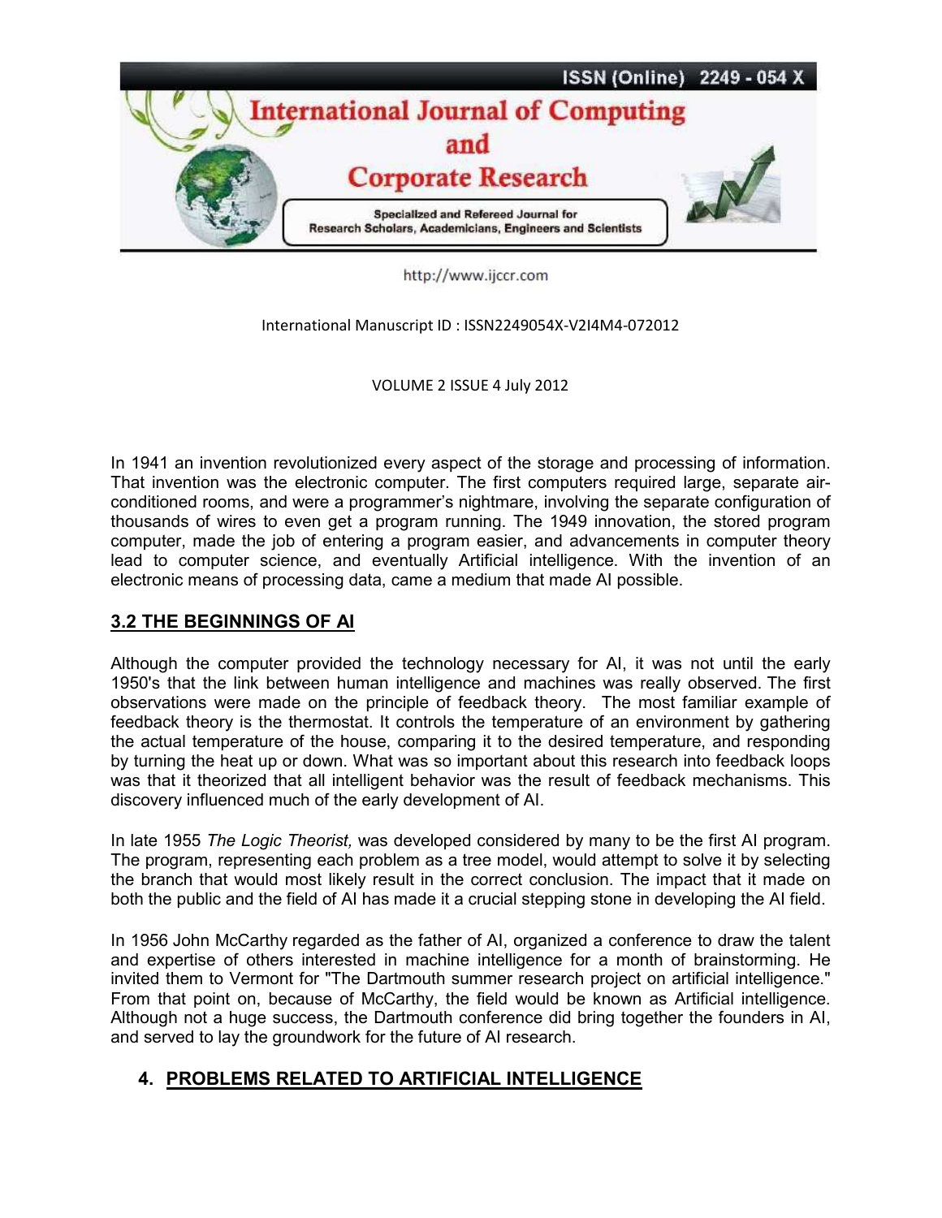In 1941 an invention revolutionized every aspect of the storage and processing of information. That invention was the electronic computer. The first computers required large, separate air-conditioned rooms, and were a programmer's nightmare, involving the separate configuration of thousands of wires to even get a program running. The 1949 innovation, the stored program computer, made the job of entering a program easier, and advancements in computer theory lead to computer science, and eventually Artificial intelligence. With the invention of an electronic means of processing data, came a medium that made AI possible.

## 3.2 THE BEGINNINGS OF AI

Although the computer provided the technology necessary for AI, it was not until the early 1950's that the link between human intelligence and machines was really observed. The first observations were made on the principle of feedback theory. The most familiar example of feedback theory is the thermostat. It controls the temperature of an environment by gathering the actual temperature of the house, comparing it to the desired temperature, and responding by turning the heat up or down. What was so important about this research into feedback loops was that it theorized that all intelligent behavior was the result of feedback mechanisms. This discovery influenced much of the early development of AI.

In late 1955 *The Logic Theorist,* was developed considered by many to be the first AI program. The program, representing each problem as a tree model, would attempt to solve it by selecting the branch that would most likely result in the correct conclusion. The impact that it made on both the public and the field of AI has made it a crucial stepping stone in developing the AI field.

In 1956 John McCarthy regarded as the father of AI, organized a conference to draw the talent and expertise of others interested in machine intelligence for a month of brainstorming. He invited them to Vermont for "The Dartmouth summer research project on artificial intelligence." From that point on, because of McCarthy, the field would be known as Artificial intelligence. Although not a huge success, the Dartmouth conference did bring together the founders in AI, and served to lay the groundwork for the future of AI research.

## 4. PROBLEMS RELATED TO ARTIFICIAL INTELLIGENCE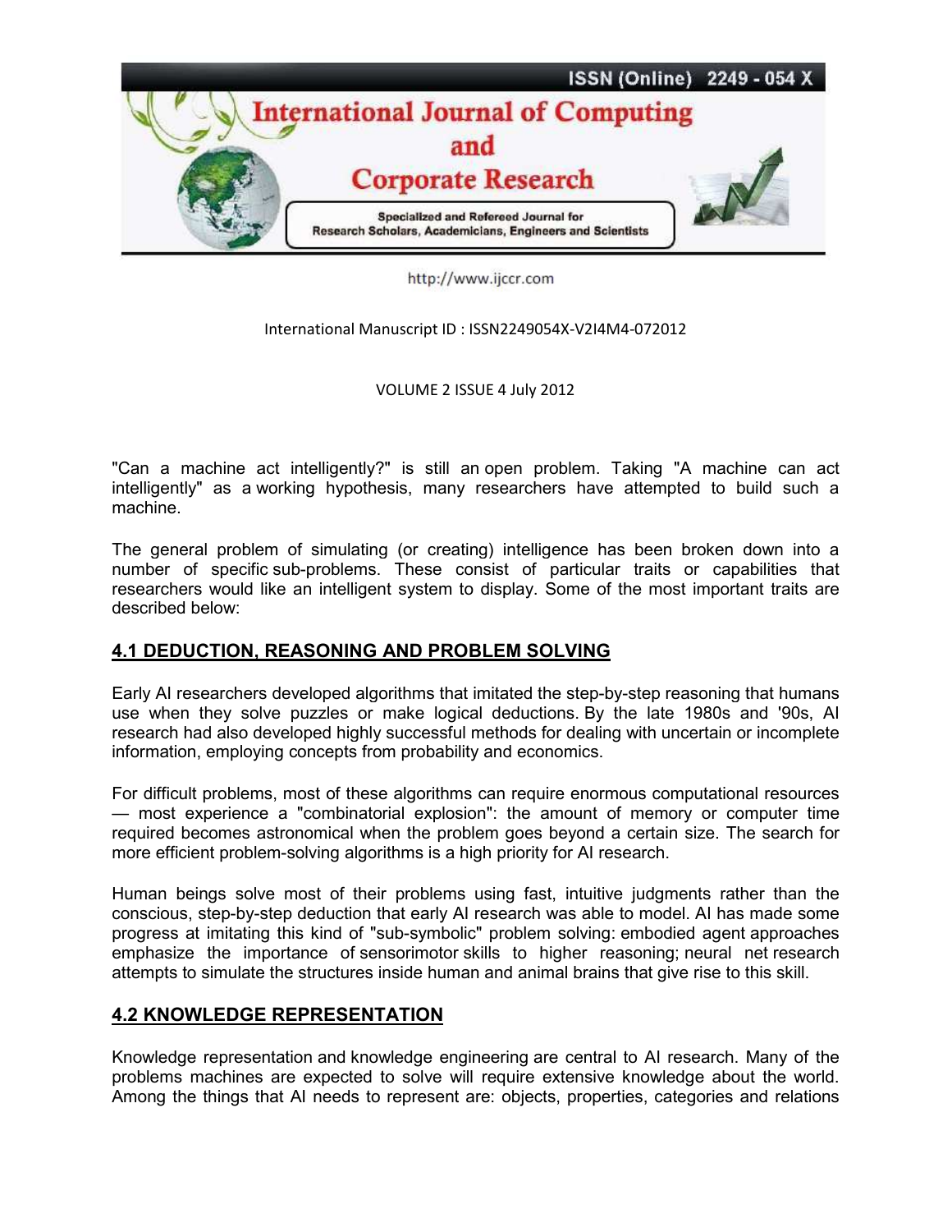"Can a machine act intelligently?" is still an open problem. Taking "A machine can act intelligently" as a working hypothesis, many researchers have attempted to build such a machine.

The general problem of simulating (or creating) intelligence has been broken down into a number of specific sub-problems. These consist of particular traits or capabilities that researchers would like an intelligent system to display. Some of the most important traits are described below:

## 4.1 DEDUCTION, REASONING AND PROBLEM SOLVING

Early AI researchers developed algorithms that imitated the step-by-step reasoning that humans use when they solve puzzles or make logical deductions. By the late 1980s and '90s, AI research had also developed highly successful methods for dealing with uncertain or incomplete information, employing concepts from probability and economics.

For difficult problems, most of these algorithms can require enormous computational resources — most experience a "combinatorial explosion": the amount of memory or computer time required becomes astronomical when the problem goes beyond a certain size. The search for more efficient problem-solving algorithms is a high priority for AI research.

Human beings solve most of their problems using fast, intuitive judgments rather than the conscious, step-by-step deduction that early AI research was able to model. AI has made some progress at imitating this kind of "sub-symbolic" problem solving: embodied agent approaches emphasize the importance of sensorimotor skills to higher reasoning; neural net research attempts to simulate the structures inside human and animal brains that give rise to this skill.

## 4.2 KNOWLEDGE REPRESENTATION

Knowledge representation and knowledge engineering are central to AI research. Many of the problems machines are expected to solve will require extensive knowledge about the world. Among the things that AI needs to represent are: objects, properties, categories and relations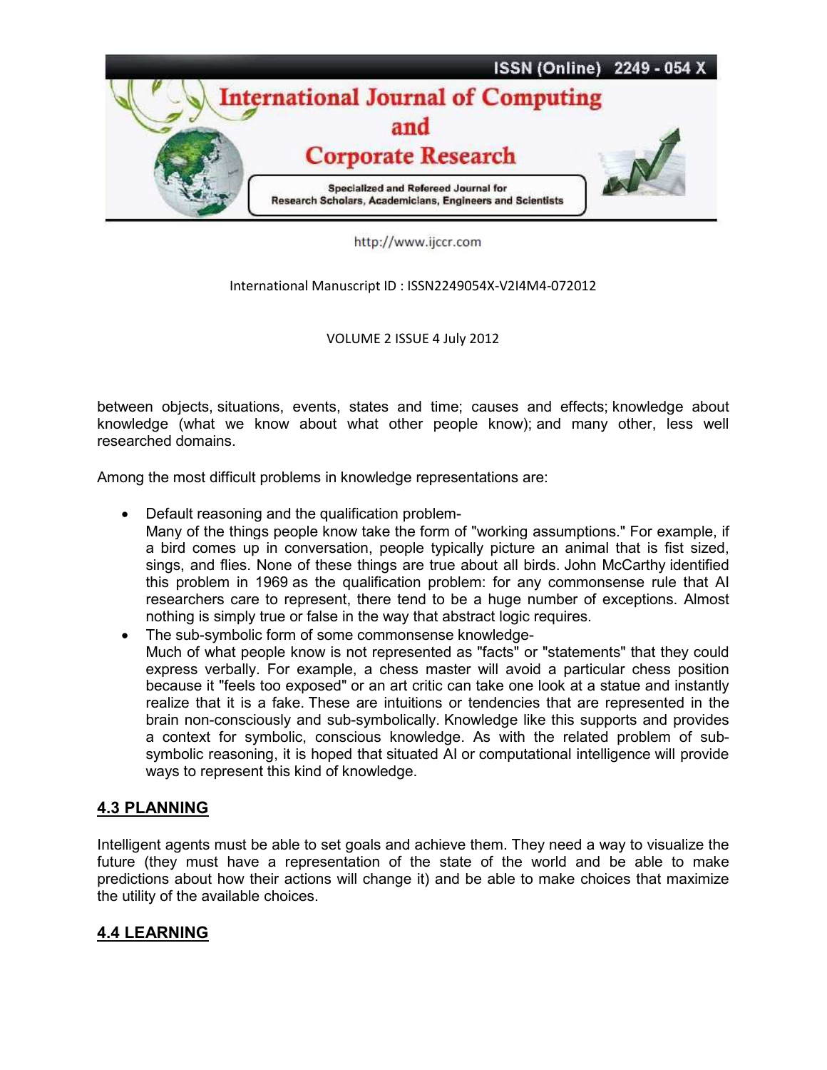between objects, situations, events, states and time; causes and effects; knowledge about knowledge (what we know about what other people know); and many other, less well researched domains.

Among the most difficult problems in knowledge representations are:

- Default reasoning and the qualification problem-
  Many of the things people know take the form of "working assumptions." For example, if a bird comes up in conversation, people typically picture an animal that is fist sized, sings, and flies. None of these things are true about all birds. John McCarthy identified this problem in 1969 as the qualification problem: for any commonsense rule that AI researchers care to represent, there tend to be a huge number of exceptions. Almost nothing is simply true or false in the way that abstract logic requires.
- The sub-symbolic form of some commonsense knowledge-
  Much of what people know is not represented as "facts" or "statements" that they could express verbally. For example, a chess master will avoid a particular chess position because it "feels too exposed" or an art critic can take one look at a statue and instantly realize that it is a fake. These are intuitions or tendencies that are represented in the brain non-consciously and sub-symbolically. Knowledge like this supports and provides a context for symbolic, conscious knowledge. As with the related problem of sub-symbolic reasoning, it is hoped that situated AI or computational intelligence will provide ways to represent this kind of knowledge.

## 4.3 PLANNING

Intelligent agents must be able to set goals and achieve them. They need a way to visualize the future (they must have a representation of the state of the world and be able to make predictions about how their actions will change it) and be able to make choices that maximize the utility of the available choices.

## 4.4 LEARNING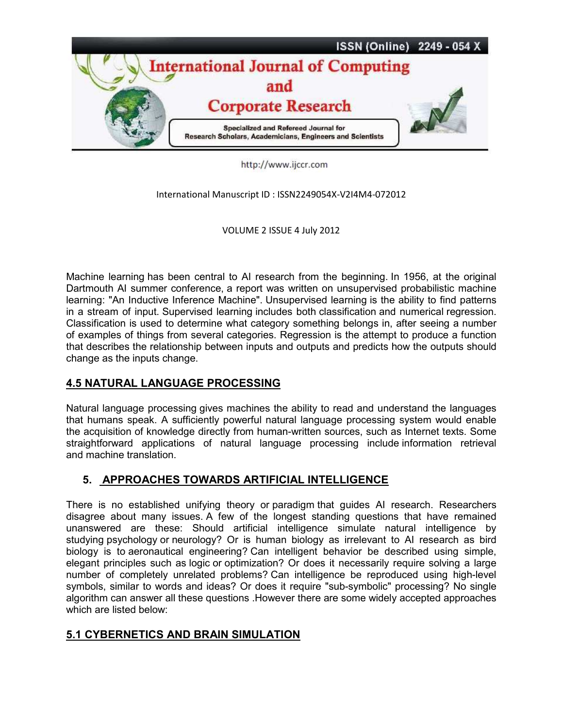Machine learning has been central to AI research from the beginning. In 1956, at the original Dartmouth AI summer conference, a report was written on unsupervised probabilistic machine learning: "An Inductive Inference Machine". Unsupervised learning is the ability to find patterns in a stream of input. Supervised learning includes both classification and numerical regression. Classification is used to determine what category something belongs in, after seeing a number of examples of things from several categories. Regression is the attempt to produce a function that describes the relationship between inputs and outputs and predicts how the outputs should change as the inputs change.

## 4.5 NATURAL LANGUAGE PROCESSING

Natural language processing gives machines the ability to read and understand the languages that humans speak. A sufficiently powerful natural language processing system would enable the acquisition of knowledge directly from human-written sources, such as Internet texts. Some straightforward applications of natural language processing include information retrieval and machine translation.

## 5. APPROACHES TOWARDS ARTIFICIAL INTELLIGENCE

There is no established unifying theory or paradigm that guides AI research. Researchers disagree about many issues. A few of the longest standing questions that have remained unanswered are these: Should artificial intelligence simulate natural intelligence by studying psychology or neurology? Or is human biology as irrelevant to AI research as bird biology is to aeronautical engineering? Can intelligent behavior be described using simple, elegant principles such as logic or optimization? Or does it necessarily require solving a large number of completely unrelated problems? Can intelligence be reproduced using high-level symbols, similar to words and ideas? Or does it require "sub-symbolic" processing? No single algorithm can answer all these questions .However there are some widely accepted approaches which are listed below:

## 5.1 CYBERNETICS AND BRAIN SIMULATION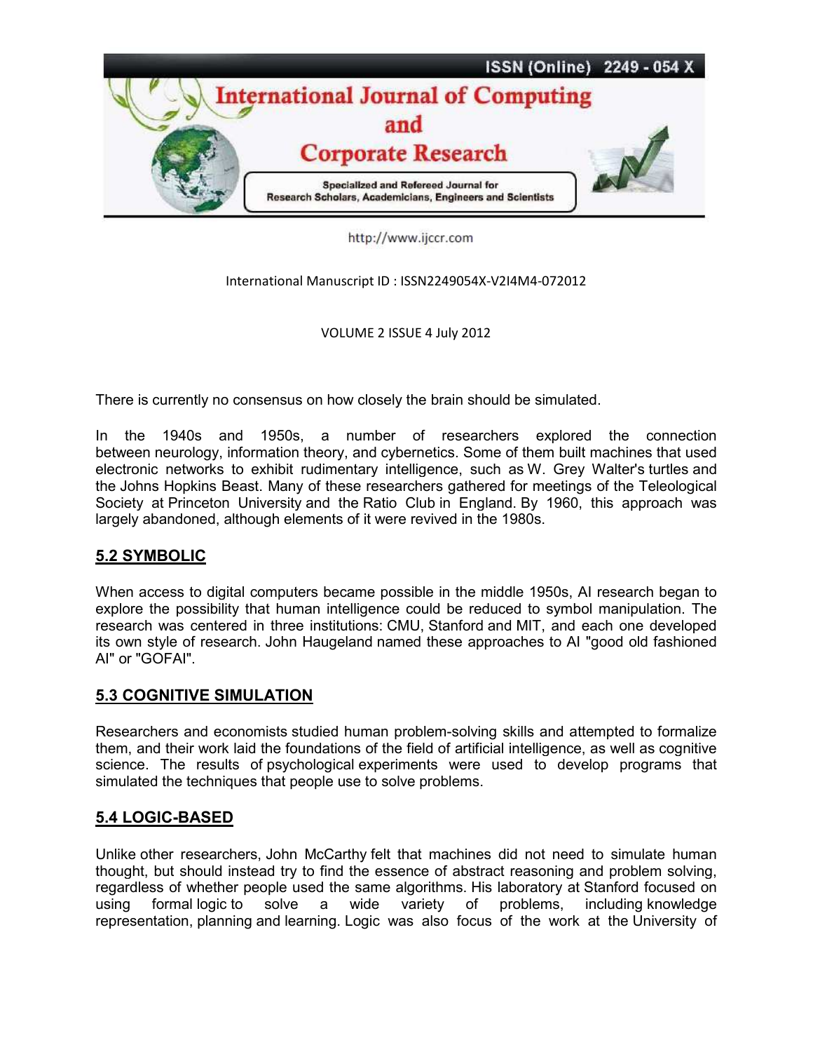There is currently no consensus on how closely the brain should be simulated.

In the 1940s and 1950s, a number of researchers explored the connection between neurology, information theory, and cybernetics. Some of them built machines that used electronic networks to exhibit rudimentary intelligence, such as W. Grey Walter's turtles and the Johns Hopkins Beast. Many of these researchers gathered for meetings of the Teleological Society at Princeton University and the Ratio Club in England. By 1960, this approach was largely abandoned, although elements of it were revived in the 1980s.

## 5.2 SYMBOLIC

When access to digital computers became possible in the middle 1950s, AI research began to explore the possibility that human intelligence could be reduced to symbol manipulation. The research was centered in three institutions: CMU, Stanford and MIT, and each one developed its own style of research. John Haugeland named these approaches to AI "good old fashioned AI" or "GOFAI".

## 5.3 COGNITIVE SIMULATION

Researchers and economists studied human problem-solving skills and attempted to formalize them, and their work laid the foundations of the field of artificial intelligence, as well as cognitive science. The results of psychological experiments were used to develop programs that simulated the techniques that people use to solve problems.

## 5.4 LOGIC-BASED

Unlike other researchers, John McCarthy felt that machines did not need to simulate human thought, but should instead try to find the essence of abstract reasoning and problem solving, regardless of whether people used the same algorithms. His laboratory at Stanford focused on using formal logic to solve a wide variety of problems, including knowledge representation, planning and learning. Logic was also focus of the work at the University of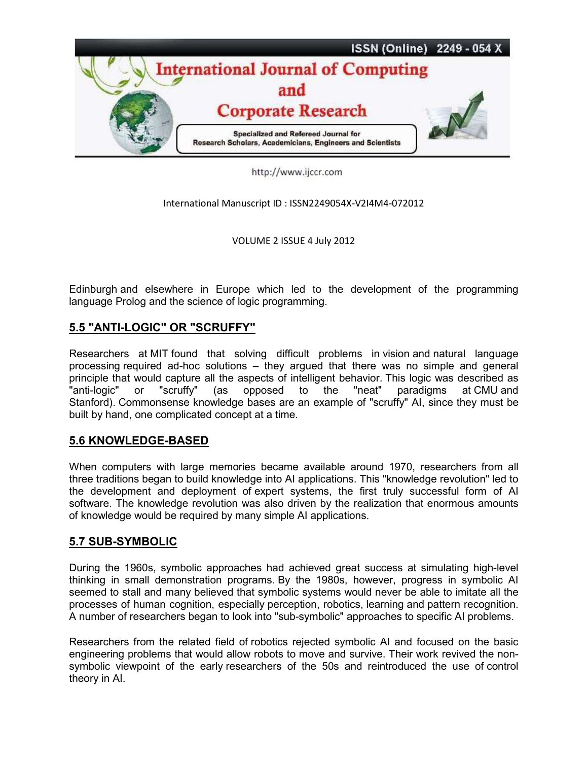Edinburgh and elsewhere in Europe which led to the development of the programming language Prolog and the science of logic programming.

## 5.5 "ANTI-LOGIC" OR "SCRUFFY"

Researchers at MIT found that solving difficult problems in vision and natural language processing required ad-hoc solutions – they argued that there was no simple and general principle that would capture all the aspects of intelligent behavior. This logic was described as "anti-logic" or "scruffy" (as opposed to the "neat" paradigms at CMU and Stanford). Commonsense knowledge bases are an example of "scruffy" AI, since they must be built by hand, one complicated concept at a time.

## 5.6 KNOWLEDGE-BASED

When computers with large memories became available around 1970, researchers from all three traditions began to build knowledge into AI applications. This "knowledge revolution" led to the development and deployment of expert systems, the first truly successful form of AI software. The knowledge revolution was also driven by the realization that enormous amounts of knowledge would be required by many simple AI applications.

## 5.7 SUB-SYMBOLIC

During the 1960s, symbolic approaches had achieved great success at simulating high-level thinking in small demonstration programs. By the 1980s, however, progress in symbolic AI seemed to stall and many believed that symbolic systems would never be able to imitate all the processes of human cognition, especially perception, robotics, learning and pattern recognition. A number of researchers began to look into "sub-symbolic" approaches to specific AI problems.

Researchers from the related field of robotics rejected symbolic AI and focused on the basic engineering problems that would allow robots to move and survive. Their work revived the non-symbolic viewpoint of the early researchers of the 50s and reintroduced the use of control theory in AI.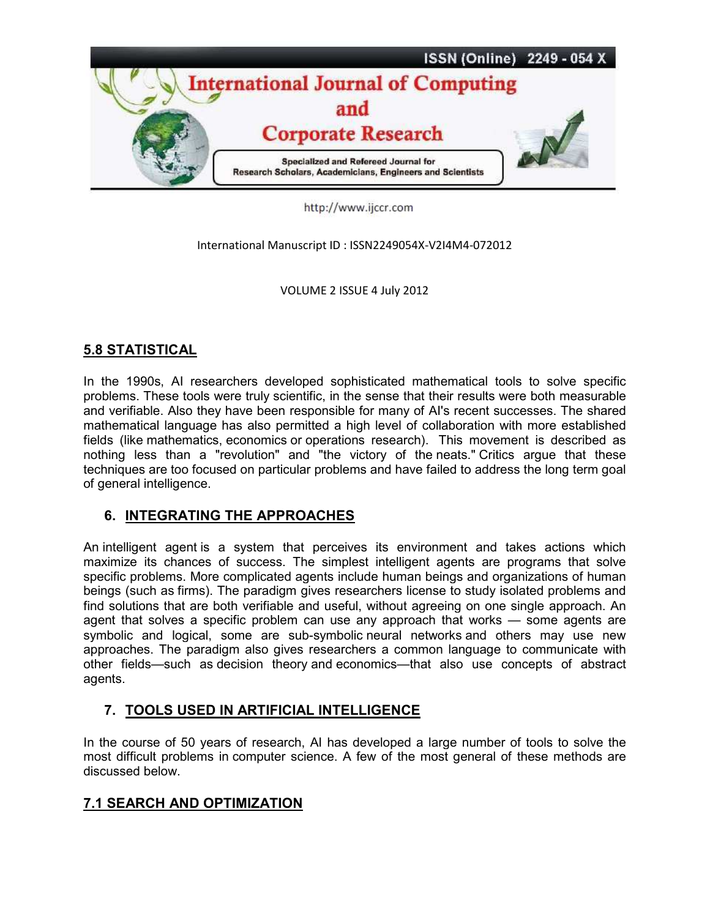## 5.8 STATISTICAL

In the 1990s, AI researchers developed sophisticated mathematical tools to solve specific problems. These tools were truly scientific, in the sense that their results were both measurable and verifiable. Also they have been responsible for many of AI's recent successes. The shared mathematical language has also permitted a high level of collaboration with more established fields (like mathematics, economics or operations research). This movement is described as nothing less than a "revolution" and "the victory of the neats." Critics argue that these techniques are too focused on particular problems and have failed to address the long term goal of general intelligence.

## 6. INTEGRATING THE APPROACHES

An intelligent agent is a system that perceives its environment and takes actions which maximize its chances of success. The simplest intelligent agents are programs that solve specific problems. More complicated agents include human beings and organizations of human beings (such as firms). The paradigm gives researchers license to study isolated problems and find solutions that are both verifiable and useful, without agreeing on one single approach. An agent that solves a specific problem can use any approach that works — some agents are symbolic and logical, some are sub-symbolic neural networks and others may use new approaches. The paradigm also gives researchers a common language to communicate with other fields—such as decision theory and economics—that also use concepts of abstract agents.

## 7. TOOLS USED IN ARTIFICIAL INTELLIGENCE

In the course of 50 years of research, AI has developed a large number of tools to solve the most difficult problems in computer science. A few of the most general of these methods are discussed below.

## 7.1 SEARCH AND OPTIMIZATION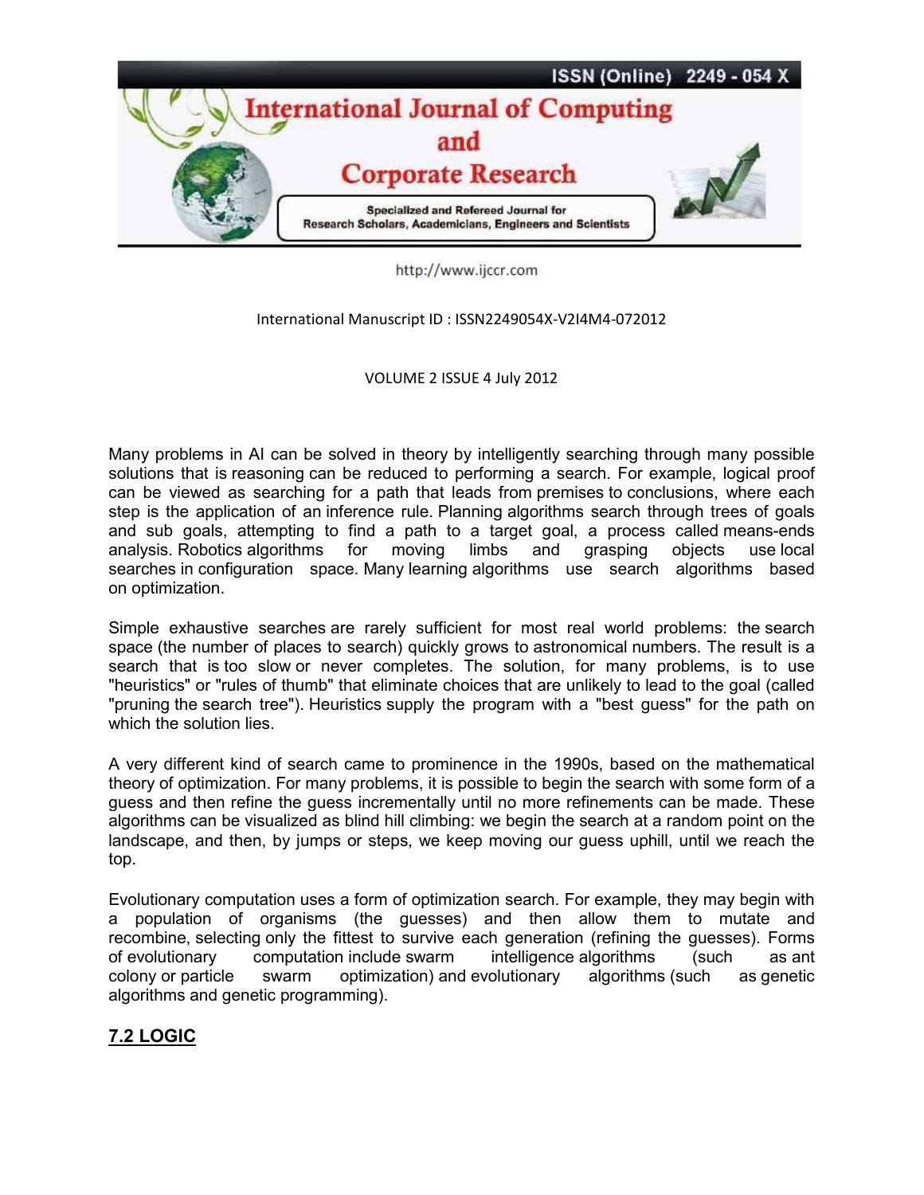Many problems in AI can be solved in theory by intelligently searching through many possible solutions that is reasoning can be reduced to performing a search. For example, logical proof can be viewed as searching for a path that leads from premises to conclusions, where each step is the application of an inference rule. Planning algorithms search through trees of goals and sub goals, attempting to find a path to a target goal, a process called means-ends analysis. Robotics algorithms for moving limbs and grasping objects use local searches in configuration space. Many learning algorithms use search algorithms based on optimization.

Simple exhaustive searches are rarely sufficient for most real world problems: the search space (the number of places to search) quickly grows to astronomical numbers. The result is a search that is too slow or never completes. The solution, for many problems, is to use "heuristics" or "rules of thumb" that eliminate choices that are unlikely to lead to the goal (called "pruning the search tree"). Heuristics supply the program with a "best guess" for the path on which the solution lies.

A very different kind of search came to prominence in the 1990s, based on the mathematical theory of optimization. For many problems, it is possible to begin the search with some form of a guess and then refine the guess incrementally until no more refinements can be made. These algorithms can be visualized as blind hill climbing: we begin the search at a random point on the landscape, and then, by jumps or steps, we keep moving our guess uphill, until we reach the top.

Evolutionary computation uses a form of optimization search. For example, they may begin with a population of organisms (the guesses) and then allow them to mutate and recombine, selecting only the fittest to survive each generation (refining the guesses). Forms of evolutionary computation include swarm intelligence algorithms (such as ant colony or particle swarm optimization) and evolutionary algorithms (such as genetic algorithms and genetic programming).

## 7.2 LOGIC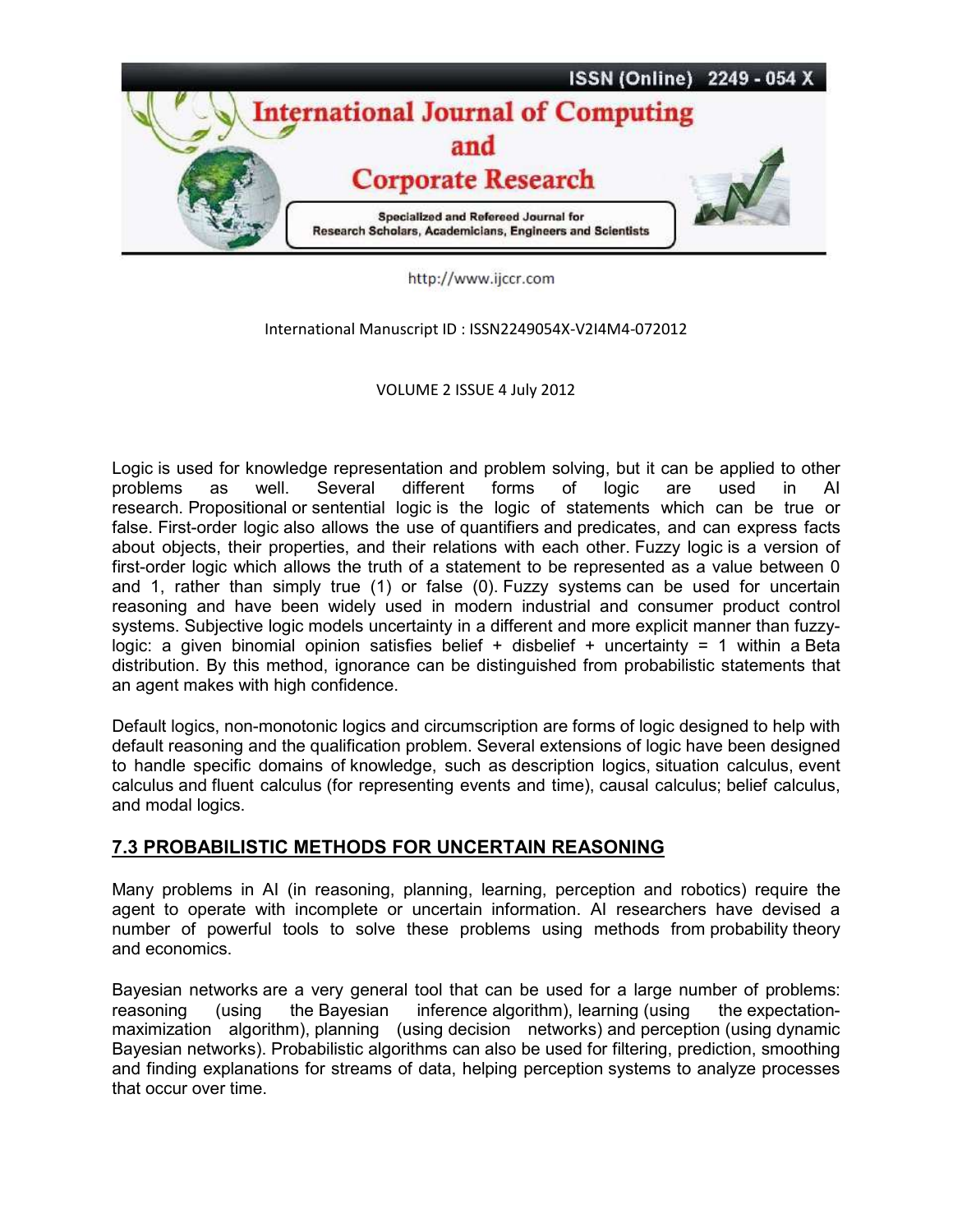Logic is used for knowledge representation and problem solving, but it can be applied to other problems as well. Several different forms of logic are used in AI research. Propositional or sentential logic is the logic of statements which can be true or false. First-order logic also allows the use of quantifiers and predicates, and can express facts about objects, their properties, and their relations with each other. Fuzzy logic is a version of first-order logic which allows the truth of a statement to be represented as a value between 0 and 1, rather than simply true (1) or false (0). Fuzzy systems can be used for uncertain reasoning and have been widely used in modern industrial and consumer product control systems. Subjective logic models uncertainty in a different and more explicit manner than fuzzy-logic: a given binomial opinion satisfies belief + disbelief + uncertainty = 1 within a Beta distribution. By this method, ignorance can be distinguished from probabilistic statements that an agent makes with high confidence.

Default logics, non-monotonic logics and circumscription are forms of logic designed to help with default reasoning and the qualification problem. Several extensions of logic have been designed to handle specific domains of knowledge, such as description logics, situation calculus, event calculus and fluent calculus (for representing events and time), causal calculus; belief calculus, and modal logics.

## 7.3 PROBABILISTIC METHODS FOR UNCERTAIN REASONING

Many problems in AI (in reasoning, planning, learning, perception and robotics) require the agent to operate with incomplete or uncertain information. AI researchers have devised a number of powerful tools to solve these problems using methods from probability theory and economics.

Bayesian networks are a very general tool that can be used for a large number of problems: reasoning (using the Bayesian inference algorithm), learning (using the expectation-maximization algorithm), planning (using decision networks) and perception (using dynamic Bayesian networks). Probabilistic algorithms can also be used for filtering, prediction, smoothing and finding explanations for streams of data, helping perception systems to analyze processes that occur over time.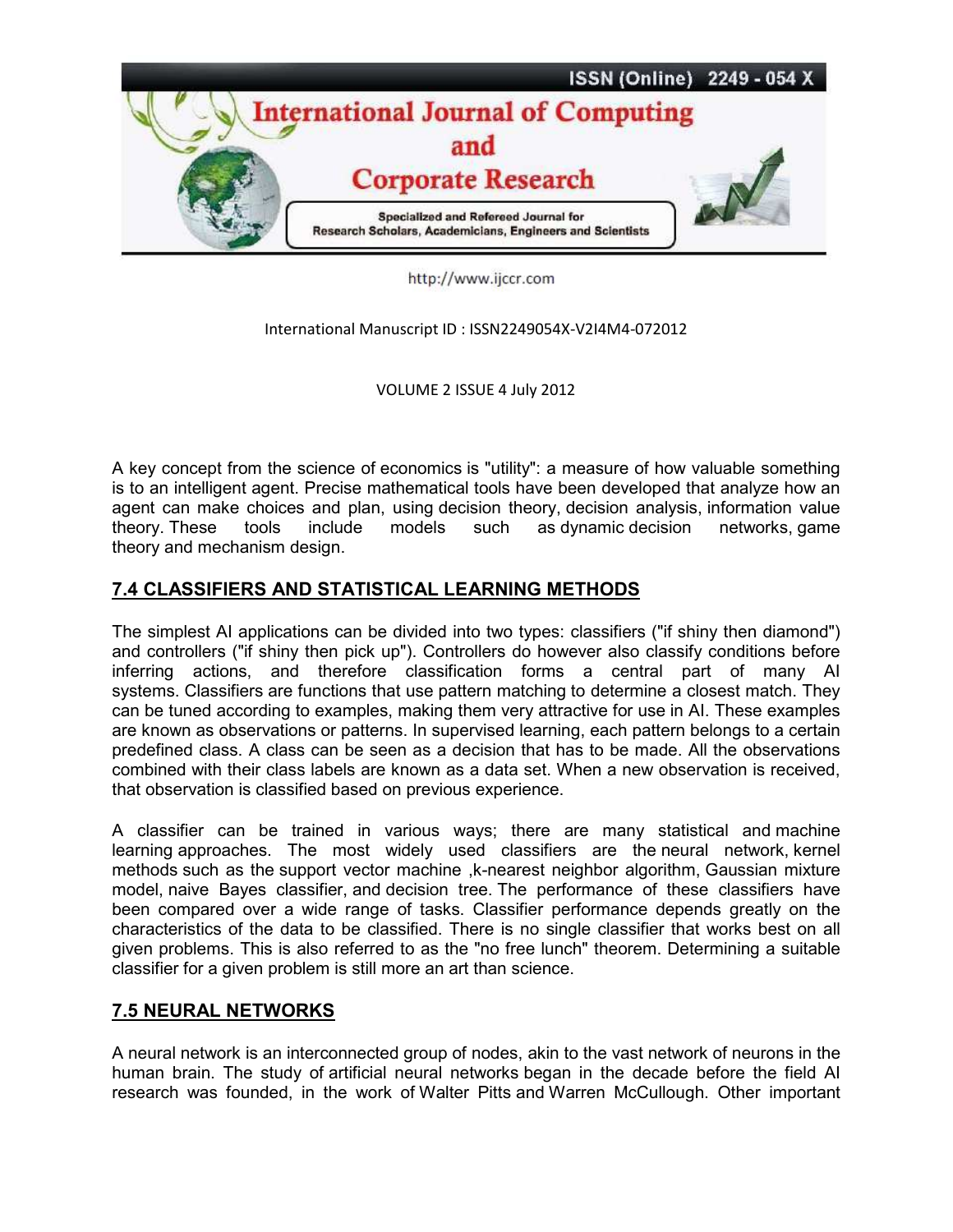A key concept from the science of economics is "utility": a measure of how valuable something is to an intelligent agent. Precise mathematical tools have been developed that analyze how an agent can make choices and plan, using decision theory, decision analysis, information value theory. These tools include models such as dynamic decision networks, game theory and mechanism design.

## 7.4 CLASSIFIERS AND STATISTICAL LEARNING METHODS

The simplest AI applications can be divided into two types: classifiers ("if shiny then diamond") and controllers ("if shiny then pick up"). Controllers do however also classify conditions before inferring actions, and therefore classification forms a central part of many AI systems. Classifiers are functions that use pattern matching to determine a closest match. They can be tuned according to examples, making them very attractive for use in AI. These examples are known as observations or patterns. In supervised learning, each pattern belongs to a certain predefined class. A class can be seen as a decision that has to be made. All the observations combined with their class labels are known as a data set. When a new observation is received, that observation is classified based on previous experience.

A classifier can be trained in various ways; there are many statistical and machine learning approaches. The most widely used classifiers are the neural network, kernel methods such as the support vector machine ,k-nearest neighbor algorithm, Gaussian mixture model, naive Bayes classifier, and decision tree. The performance of these classifiers have been compared over a wide range of tasks. Classifier performance depends greatly on the characteristics of the data to be classified. There is no single classifier that works best on all given problems. This is also referred to as the "no free lunch" theorem. Determining a suitable classifier for a given problem is still more an art than science.

## 7.5 NEURAL NETWORKS

A neural network is an interconnected group of nodes, akin to the vast network of neurons in the human brain. The study of artificial neural networks began in the decade before the field AI research was founded, in the work of Walter Pitts and Warren McCullough. Other important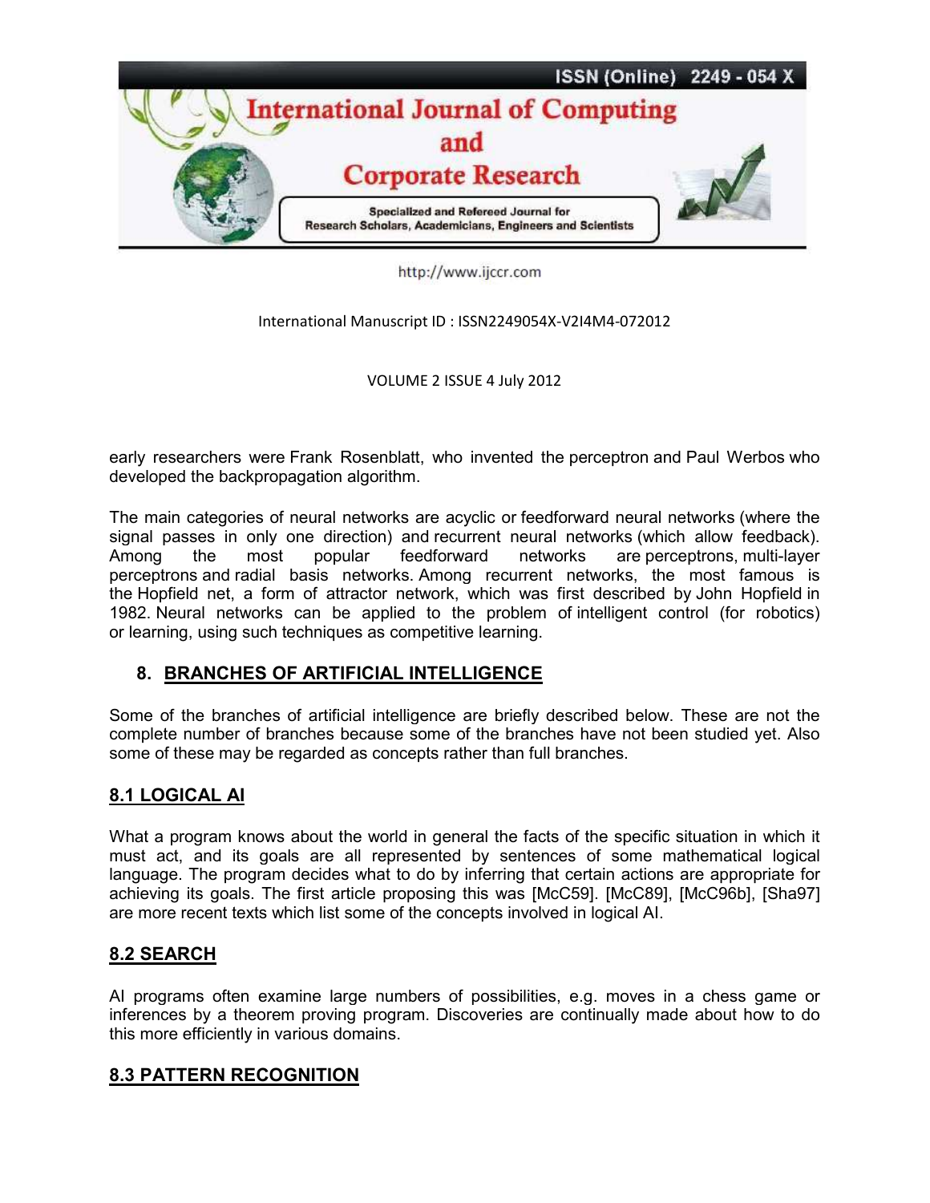early researchers were Frank Rosenblatt, who invented the perceptron and Paul Werbos who developed the backpropagation algorithm.

The main categories of neural networks are acyclic or feedforward neural networks (where the signal passes in only one direction) and recurrent neural networks (which allow feedback). Among the most popular feedforward networks are perceptrons, multi-layer perceptrons and radial basis networks. Among recurrent networks, the most famous is the Hopfield net, a form of attractor network, which was first described by John Hopfield in 1982. Neural networks can be applied to the problem of intelligent control (for robotics) or learning, using such techniques as competitive learning.

## 8. BRANCHES OF ARTIFICIAL INTELLIGENCE

Some of the branches of artificial intelligence are briefly described below. These are not the complete number of branches because some of the branches have not been studied yet. Also some of these may be regarded as concepts rather than full branches.

### 8.1 LOGICAL AI

What a program knows about the world in general the facts of the specific situation in which it must act, and its goals are all represented by sentences of some mathematical logical language. The program decides what to do by inferring that certain actions are appropriate for achieving its goals. The first article proposing this was [McC59]. [McC89], [McC96b], [Sha97] are more recent texts which list some of the concepts involved in logical AI.

### 8.2 SEARCH

AI programs often examine large numbers of possibilities, e.g. moves in a chess game or inferences by a theorem proving program. Discoveries are continually made about how to do this more efficiently in various domains.

### 8.3 PATTERN RECOGNITION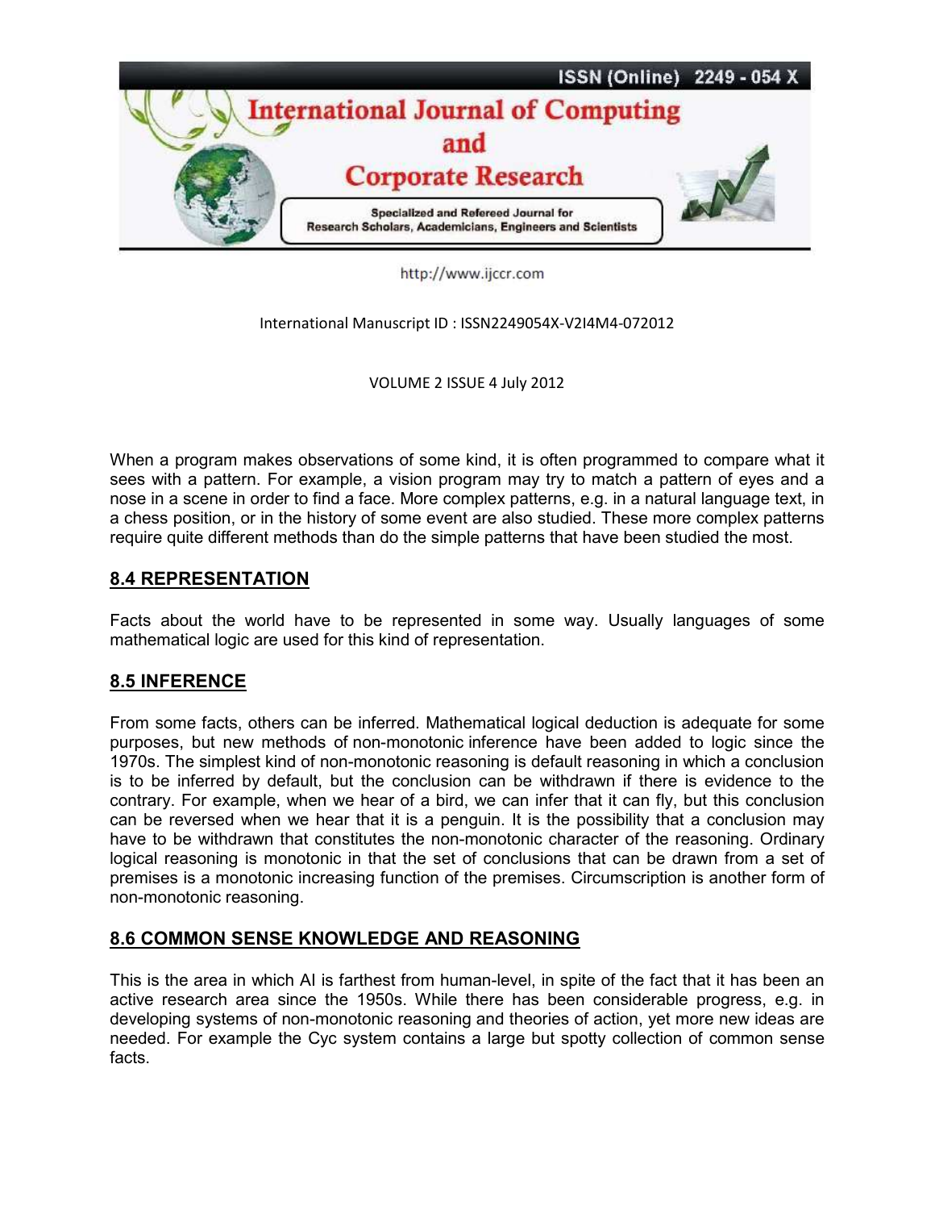When a program makes observations of some kind, it is often programmed to compare what it sees with a pattern. For example, a vision program may try to match a pattern of eyes and a nose in a scene in order to find a face. More complex patterns, e.g. in a natural language text, in a chess position, or in the history of some event are also studied. These more complex patterns require quite different methods than do the simple patterns that have been studied the most.

## 8.4 REPRESENTATION

Facts about the world have to be represented in some way. Usually languages of some mathematical logic are used for this kind of representation.

## 8.5 INFERENCE

From some facts, others can be inferred. Mathematical logical deduction is adequate for some purposes, but new methods of non-monotonic inference have been added to logic since the 1970s. The simplest kind of non-monotonic reasoning is default reasoning in which a conclusion is to be inferred by default, but the conclusion can be withdrawn if there is evidence to the contrary. For example, when we hear of a bird, we can infer that it can fly, but this conclusion can be reversed when we hear that it is a penguin. It is the possibility that a conclusion may have to be withdrawn that constitutes the non-monotonic character of the reasoning. Ordinary logical reasoning is monotonic in that the set of conclusions that can be drawn from a set of premises is a monotonic increasing function of the premises. Circumscription is another form of non-monotonic reasoning.

## 8.6 COMMON SENSE KNOWLEDGE AND REASONING

This is the area in which AI is farthest from human-level, in spite of the fact that it has been an active research area since the 1950s. While there has been considerable progress, e.g. in developing systems of non-monotonic reasoning and theories of action, yet more new ideas are needed. For example the Cyc system contains a large but spotty collection of common sense facts.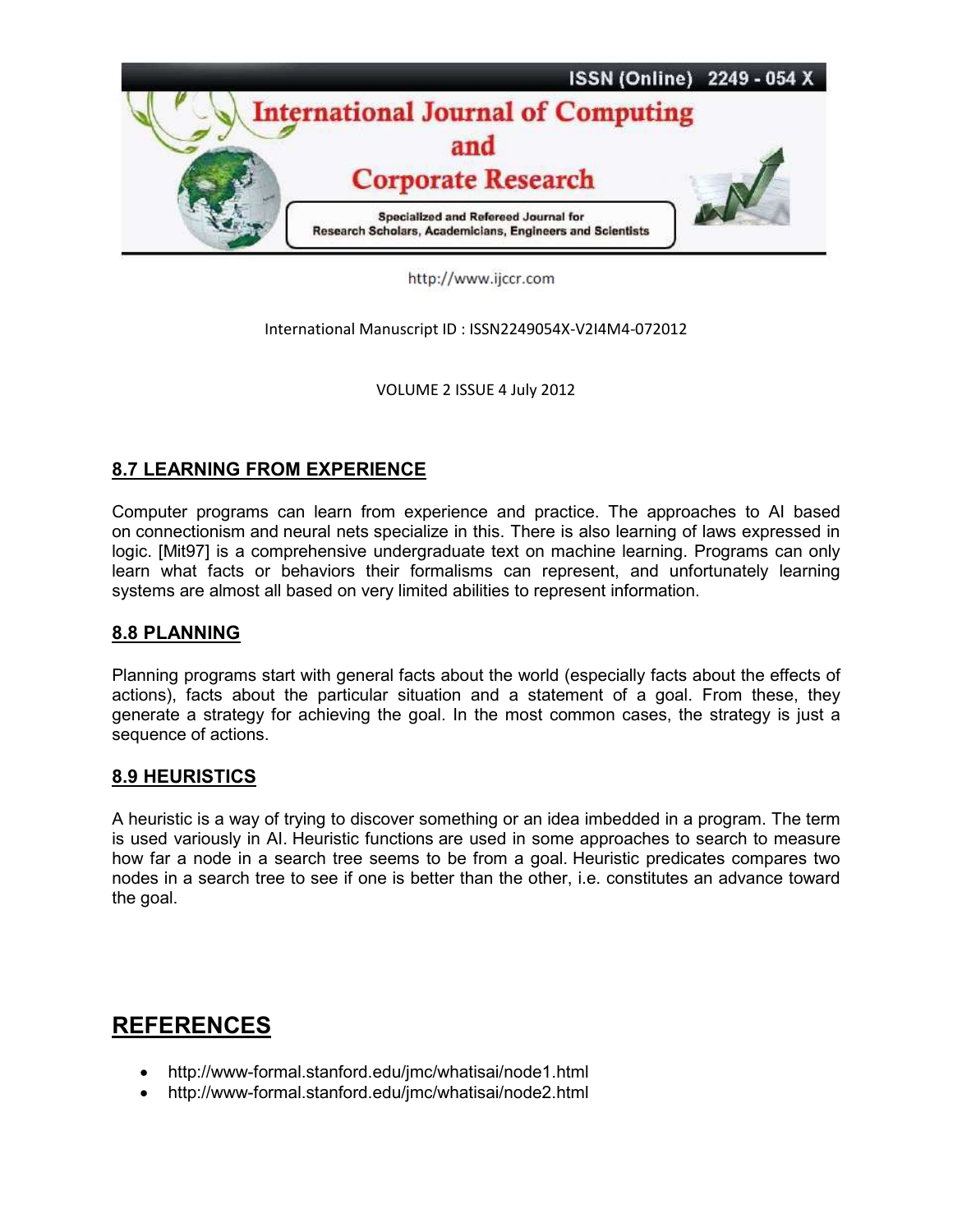## 8.7 LEARNING FROM EXPERIENCE

Computer programs can learn from experience and practice. The approaches to AI based on connectionism and neural nets specialize in this. There is also learning of laws expressed in logic. [Mit97] is a comprehensive undergraduate text on machine learning. Programs can only learn what facts or behaviors their formalisms can represent, and unfortunately learning systems are almost all based on very limited abilities to represent information.

## 8.8 PLANNING

Planning programs start with general facts about the world (especially facts about the effects of actions), facts about the particular situation and a statement of a goal. From these, they generate a strategy for achieving the goal. In the most common cases, the strategy is just a sequence of actions.

## 8.9 HEURISTICS

A heuristic is a way of trying to discover something or an idea imbedded in a program. The term is used variously in AI. Heuristic functions are used in some approaches to search to measure how far a node in a search tree seems to be from a goal. Heuristic predicates compares two nodes in a search tree to see if one is better than the other, i.e. constitutes an advance toward the goal.

# REFERENCES

- http://www-formal.stanford.edu/jmc/whatisai/node1.html
- http://www-formal.stanford.edu/jmc/whatisai/node2.html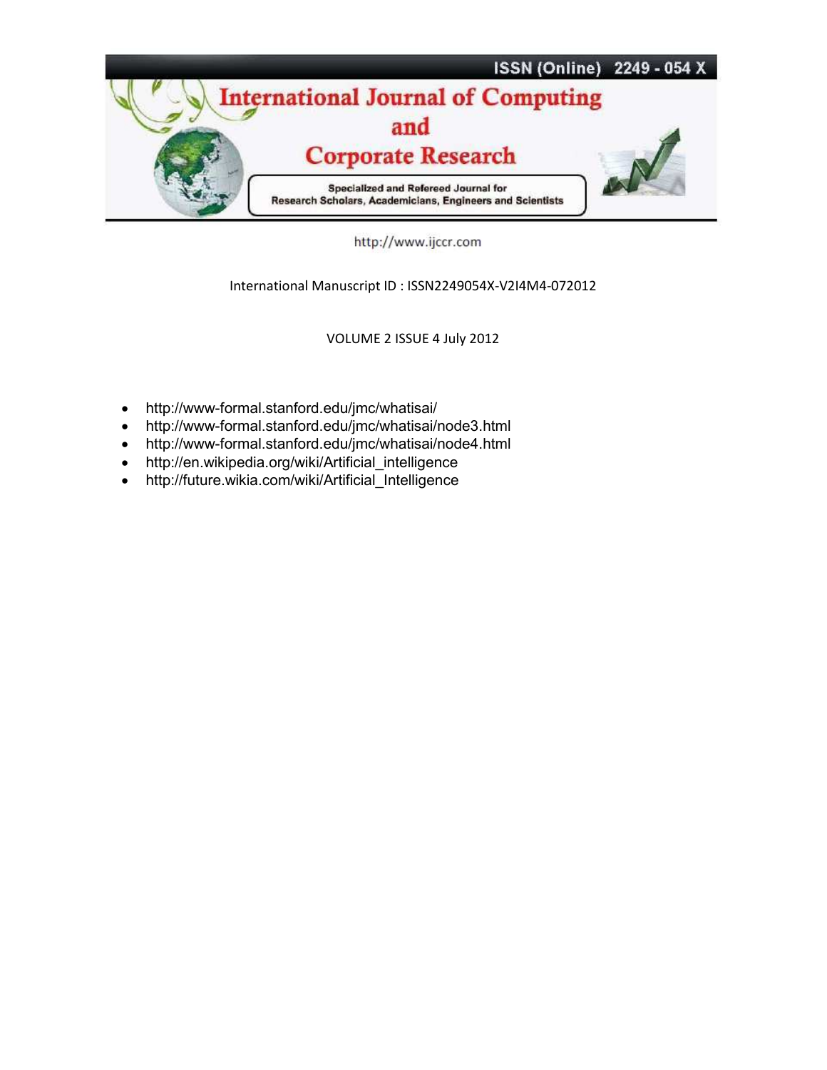- http://www-formal.stanford.edu/jmc/whatisai/
- http://www-formal.stanford.edu/jmc/whatisai/node3.html
- http://www-formal.stanford.edu/jmc/whatisai/node4.html
- http://en.wikipedia.org/wiki/Artificial_intelligence
- http://future.wikia.com/wiki/Artificial_Intelligence